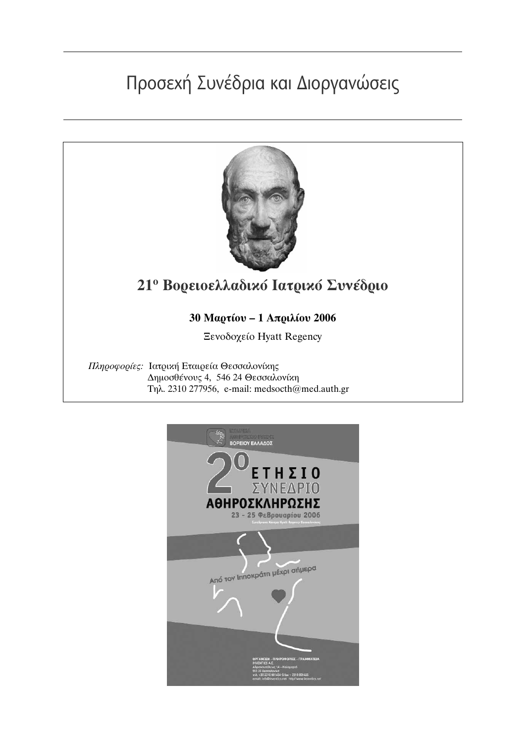# Προσεχή Συνέδρια και Διοργανώσεις

## 21ο Βορειοελλαδικό Ιατρικό Συνέδριο

**30 Μαρτίου – 1 Απριλίου 2006**

Ξενοδοχείο Hyatt Regency

*Πληροφορίες:* Ιατρική Εταιρεία Θεσσαλονίκης
Δημοσθένους 4, 546 24 Θεσσαλονίκη
Τηλ. 2310 277956, e-mail: medsocth@med.auth.gr

ΕΤΑΙΡΕΙΑ ΑΘΗΡΟΣΚΛΗΡΩΣΗΣ ΒΟΡΕΙΟΥ ΕΛΛΑΔΟΣ

## 2ο ΕΤΗΣΙΟ ΣΥΝΕΔΡΙΟ ΑΘΗΡΟΣΚΛΗΡΩΣΗΣ

**23 - 25 Φεβρουαρίου 2006**

Συνεδριακό Κέντρο Hyatt Regency Θεσσαλονίκης

Από τον Ιπποκράτη μέχρι σήμερα

ΟΡΓΑΝΩΣΗ - ΠΛΗΡΟΦΟΡΙΕΣ - ΓΡΑΜΜΑΤΕΙΑ
INVENTICS A.E.
Αδριανουπόλεως 1Α – Καλαμαριά
551 33 Θεσσαλονίκη
τηλ. +30 2310 801454-5 fax: +30 2310 801455
email: info@inventics.net http://www.inventics.net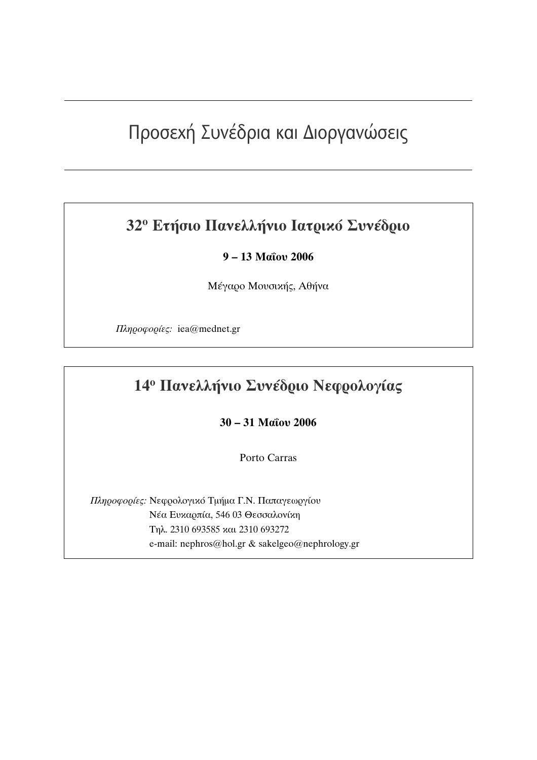# Προσεχή Συνέδρια και Διοργανώσεις

## 32ο Ετήσιο Πανελλήνιο Ιατρικό Συνέδριο

**9 – 13 Μαΐου 2006**

Μέγαρο Μουσικής, Αθήνα

*Πληροφορίες:* iea@mednet.gr

## 14ο Πανελλήνιο Συνέδριο Νεφρολογίας

**30 – 31 Μαΐου 2006**

Porto Carras

*Πληροφορίες:* Νεφρολογικό Τμήμα Γ.Ν. Παπαγεωργίου
Νέα Ευκαρπία, 546 03 Θεσσαλονίκη
Τηλ. 2310 693585 και 2310 693272
e-mail: nephros@hol.gr & sakelgeo@nephrology.gr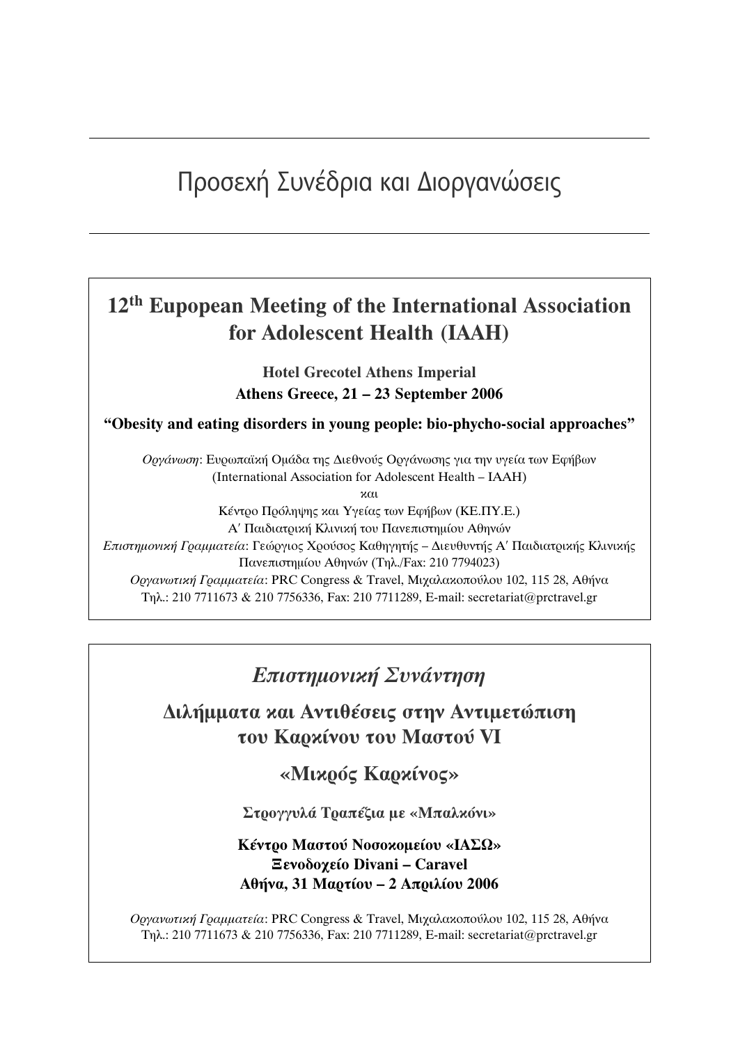# Προσεχή Συνέδρια και Διοργανώσεις

## 12th Eupopean Meeting of the International Association for Adolescent Health (IAAH)

**Hotel Grecotel Athens Imperial**

**Athens Greece, 21 – 23 September 2006**

**"Obesity and eating disorders in young people: bio-phycho-social approaches"**

*Οργάνωση*: Ευρωπαϊκή Ομάδα της Διεθνούς Οργάνωσης για την υγεία των Εφήβων (International Association for Adolescent Health – IAAH)

και

Κέντρο Πρόληψης και Υγείας των Εφήβων (ΚΕ.ΠΥ.Ε.)

Α΄ Παιδιατρική Κλινική του Πανεπιστημίου Αθηνών

*Επιστημονική Γραμματεία*: Γεώργιος Χρούσος Καθηγητής – Διευθυντής Α΄ Παιδιατρικής Κλινικής Πανεπιστημίου Αθηνών (Τηλ./Fax: 210 7794023)

*Οργανωτική Γραμματεία*: PRC Congress & Travel, Μιχαλακοπούλου 102, 115 28, Αθήνα

Τηλ.: 210 7711673 & 210 7756336, Fax: 210 7711289, E-mail: secretariat@prctravel.gr

## *Επιστημονική Συνάντηση*

## Διλήμματα και Αντιθέσεις στην Αντιμετώπιση του Καρκίνου του Μαστού VI

### «Μικρός Καρκίνος»

**Στρογγυλά Τραπέζια με «Μπαλκόνι»**

**Κέντρο Μαστού Νοσοκομείου «ΙΑΣΩ»**

**Ξενοδοχείο Divani – Caravel**

**Αθήνα, 31 Μαρτίου – 2 Απριλίου 2006**

*Οργανωτική Γραμματεία*: PRC Congress & Travel, Μιχαλακοπούλου 102, 115 28, Αθήνα

Τηλ.: 210 7711673 & 210 7756336, Fax: 210 7711289, E-mail: secretariat@prctravel.gr